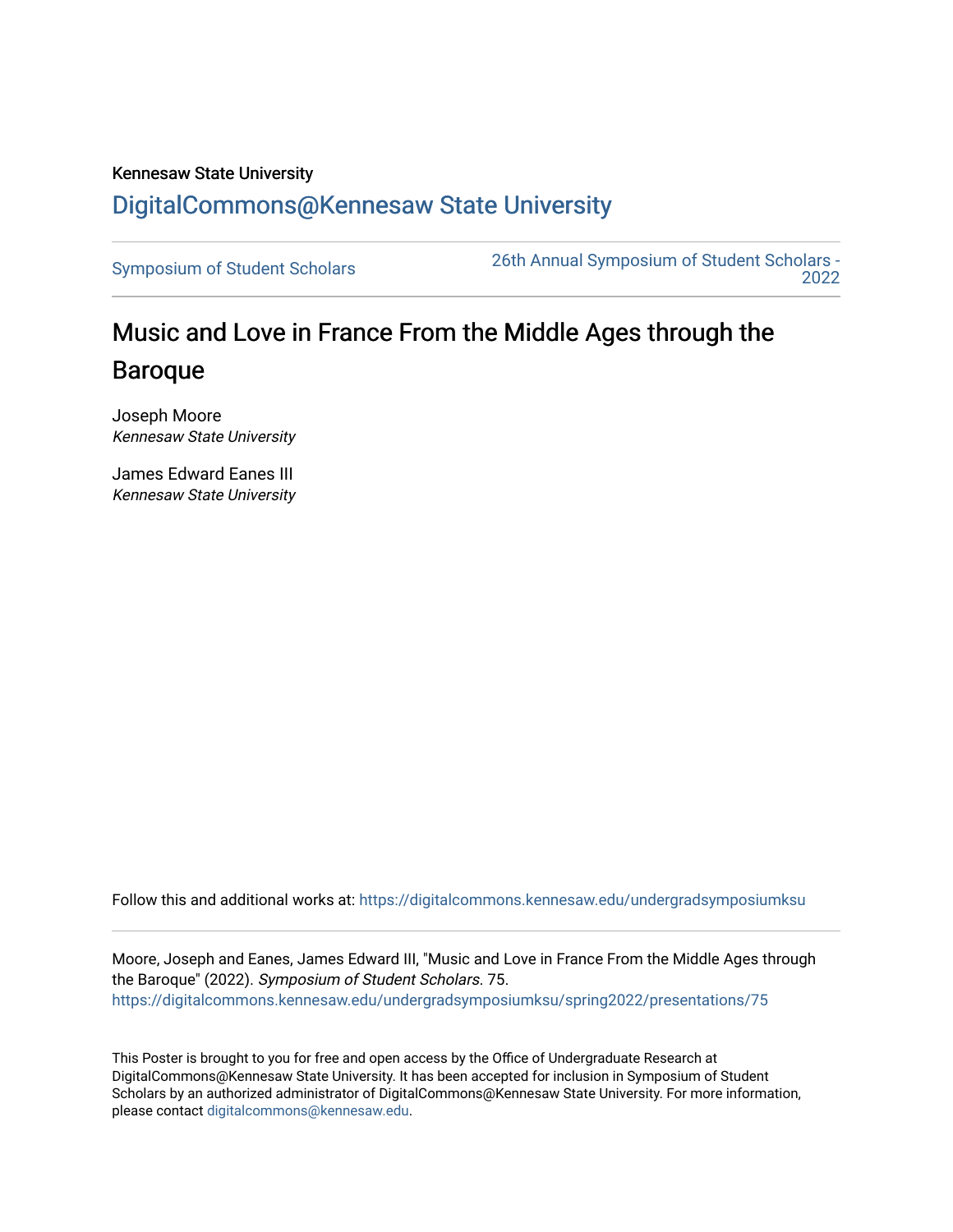Kennesaw State University

DigitalCommons@Kennesaw State University

Symposium of Student Scholars | 26th Annual Symposium of Student Scholars - 2022

# Music and Love in France From the Middle Ages through the Baroque

Joseph Moore
*Kennesaw State University*

James Edward Eanes III
*Kennesaw State University*

Follow this and additional works at: https://digitalcommons.kennesaw.edu/undergradsymposiumksu

Moore, Joseph and Eanes, James Edward III, "Music and Love in France From the Middle Ages through the Baroque" (2022). *Symposium of Student Scholars*. 75.
https://digitalcommons.kennesaw.edu/undergradsymposiumksu/spring2022/presentations/75

This Poster is brought to you for free and open access by the Office of Undergraduate Research at DigitalCommons@Kennesaw State University. It has been accepted for inclusion in Symposium of Student Scholars by an authorized administrator of DigitalCommons@Kennesaw State University. For more information, please contact digitalcommons@kennesaw.edu.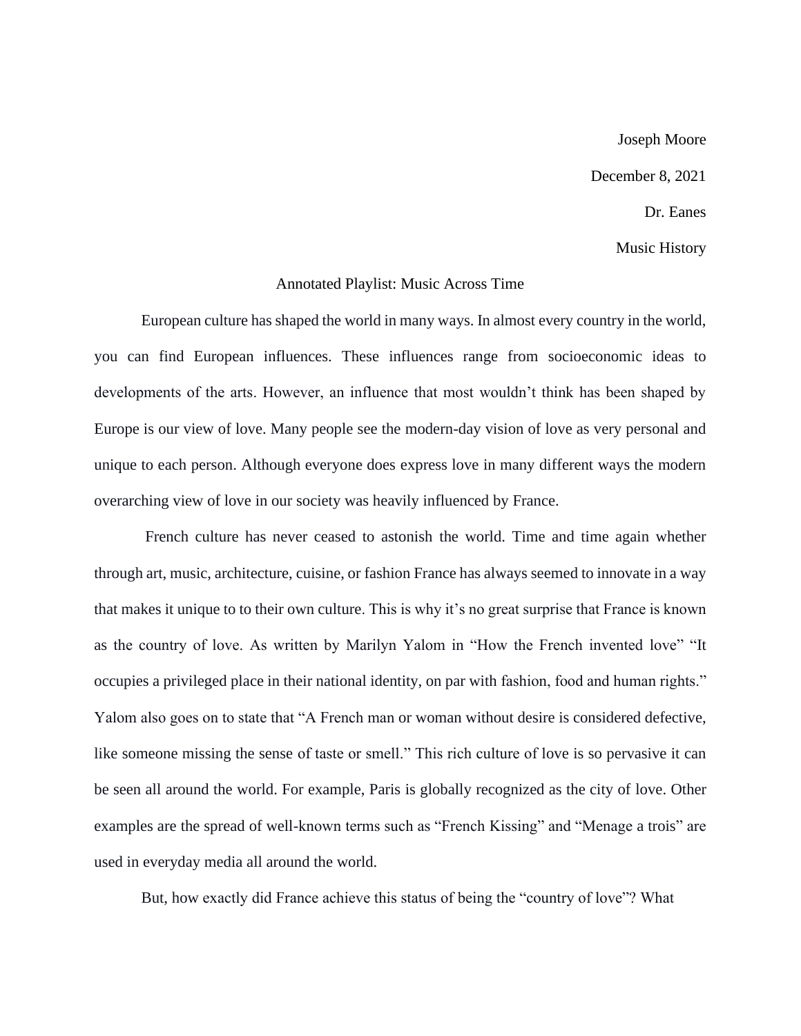Joseph Moore

December 8, 2021

Dr. Eanes

Music History

Annotated Playlist: Music Across Time

European culture has shaped the world in many ways. In almost every country in the world, you can find European influences. These influences range from socioeconomic ideas to developments of the arts. However, an influence that most wouldn't think has been shaped by Europe is our view of love. Many people see the modern-day vision of love as very personal and unique to each person. Although everyone does express love in many different ways the modern overarching view of love in our society was heavily influenced by France.

French culture has never ceased to astonish the world. Time and time again whether through art, music, architecture, cuisine, or fashion France has always seemed to innovate in a way that makes it unique to to their own culture. This is why it's no great surprise that France is known as the country of love. As written by Marilyn Yalom in "How the French invented love" "It occupies a privileged place in their national identity, on par with fashion, food and human rights." Yalom also goes on to state that "A French man or woman without desire is considered defective, like someone missing the sense of taste or smell." This rich culture of love is so pervasive it can be seen all around the world. For example, Paris is globally recognized as the city of love. Other examples are the spread of well-known terms such as "French Kissing" and "Menage a trois" are used in everyday media all around the world.

But, how exactly did France achieve this status of being the "country of love"? What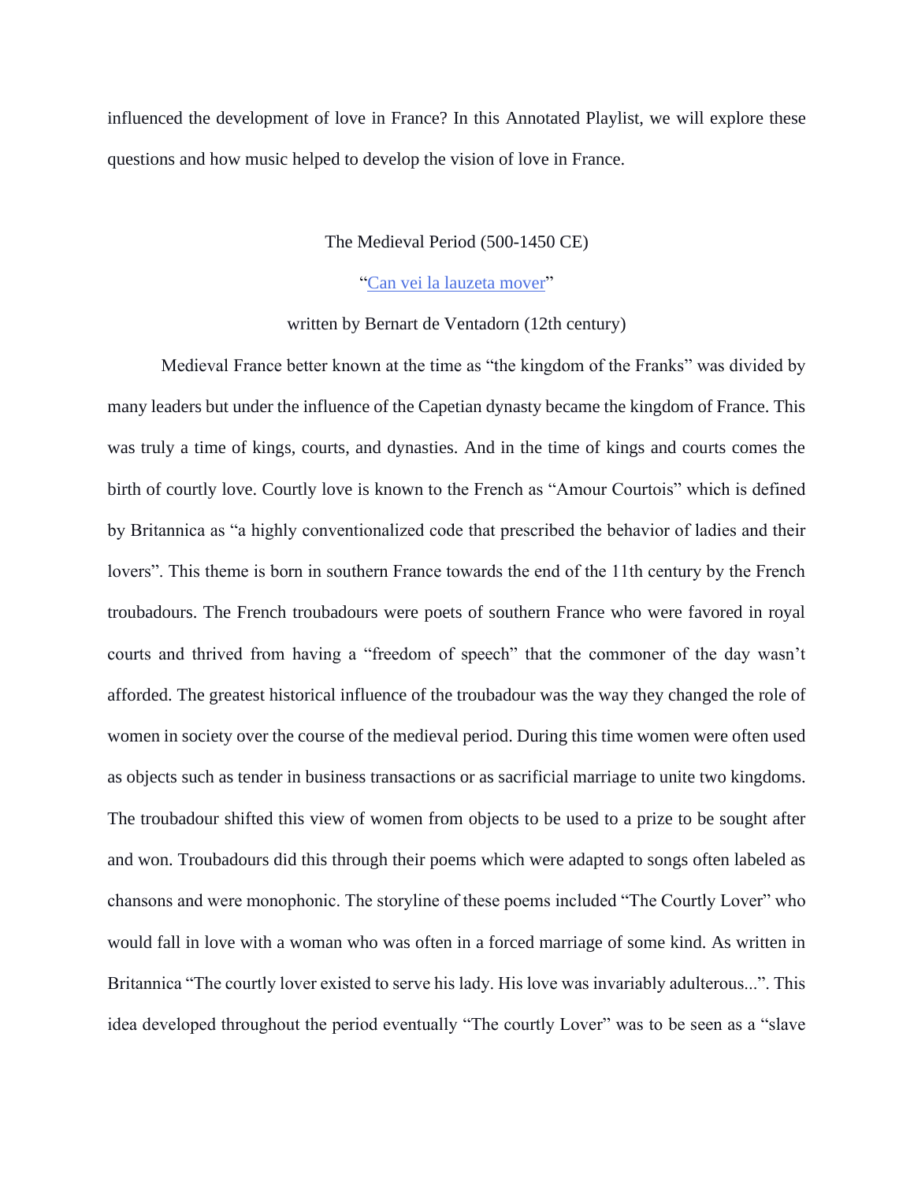influenced the development of love in France? In this Annotated Playlist, we will explore these questions and how music helped to develop the vision of love in France.

## The Medieval Period (500-1450 CE)

### "Can vei la lauzeta mover"

written by Bernart de Ventadorn (12th century)

Medieval France better known at the time as "the kingdom of the Franks" was divided by many leaders but under the influence of the Capetian dynasty became the kingdom of France. This was truly a time of kings, courts, and dynasties. And in the time of kings and courts comes the birth of courtly love. Courtly love is known to the French as "Amour Courtois" which is defined by Britannica as "a highly conventionalized code that prescribed the behavior of ladies and their lovers". This theme is born in southern France towards the end of the 11th century by the French troubadours. The French troubadours were poets of southern France who were favored in royal courts and thrived from having a "freedom of speech" that the commoner of the day wasn't afforded. The greatest historical influence of the troubadour was the way they changed the role of women in society over the course of the medieval period. During this time women were often used as objects such as tender in business transactions or as sacrificial marriage to unite two kingdoms. The troubadour shifted this view of women from objects to be used to a prize to be sought after and won. Troubadours did this through their poems which were adapted to songs often labeled as chansons and were monophonic. The storyline of these poems included "The Courtly Lover" who would fall in love with a woman who was often in a forced marriage of some kind. As written in Britannica "The courtly lover existed to serve his lady. His love was invariably adulterous...". This idea developed throughout the period eventually "The courtly Lover" was to be seen as a "slave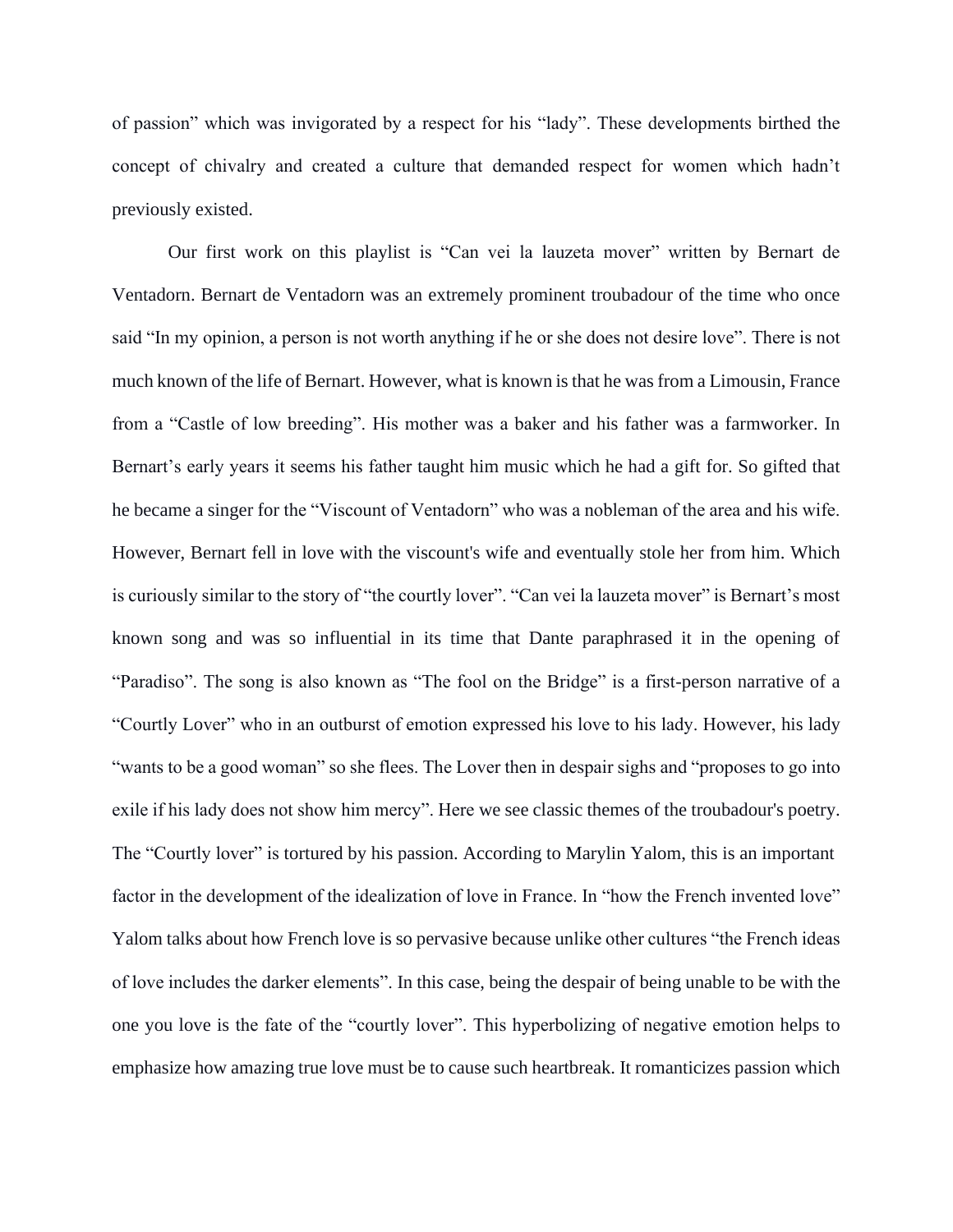of passion" which was invigorated by a respect for his "lady". These developments birthed the concept of chivalry and created a culture that demanded respect for women which hadn't previously existed.

Our first work on this playlist is "Can vei la lauzeta mover" written by Bernart de Ventadorn. Bernart de Ventadorn was an extremely prominent troubadour of the time who once said "In my opinion, a person is not worth anything if he or she does not desire love". There is not much known of the life of Bernart. However, what is known is that he was from a Limousin, France from a "Castle of low breeding". His mother was a baker and his father was a farmworker. In Bernart's early years it seems his father taught him music which he had a gift for. So gifted that he became a singer for the "Viscount of Ventadorn" who was a nobleman of the area and his wife. However, Bernart fell in love with the viscount's wife and eventually stole her from him. Which is curiously similar to the story of "the courtly lover". "Can vei la lauzeta mover" is Bernart's most known song and was so influential in its time that Dante paraphrased it in the opening of "Paradiso". The song is also known as "The fool on the Bridge" is a first-person narrative of a "Courtly Lover" who in an outburst of emotion expressed his love to his lady. However, his lady "wants to be a good woman" so she flees. The Lover then in despair sighs and "proposes to go into exile if his lady does not show him mercy". Here we see classic themes of the troubadour's poetry. The "Courtly lover" is tortured by his passion. According to Marylin Yalom, this is an important factor in the development of the idealization of love in France. In "how the French invented love" Yalom talks about how French love is so pervasive because unlike other cultures "the French ideas of love includes the darker elements". In this case, being the despair of being unable to be with the one you love is the fate of the "courtly lover". This hyperbolizing of negative emotion helps to emphasize how amazing true love must be to cause such heartbreak. It romanticizes passion which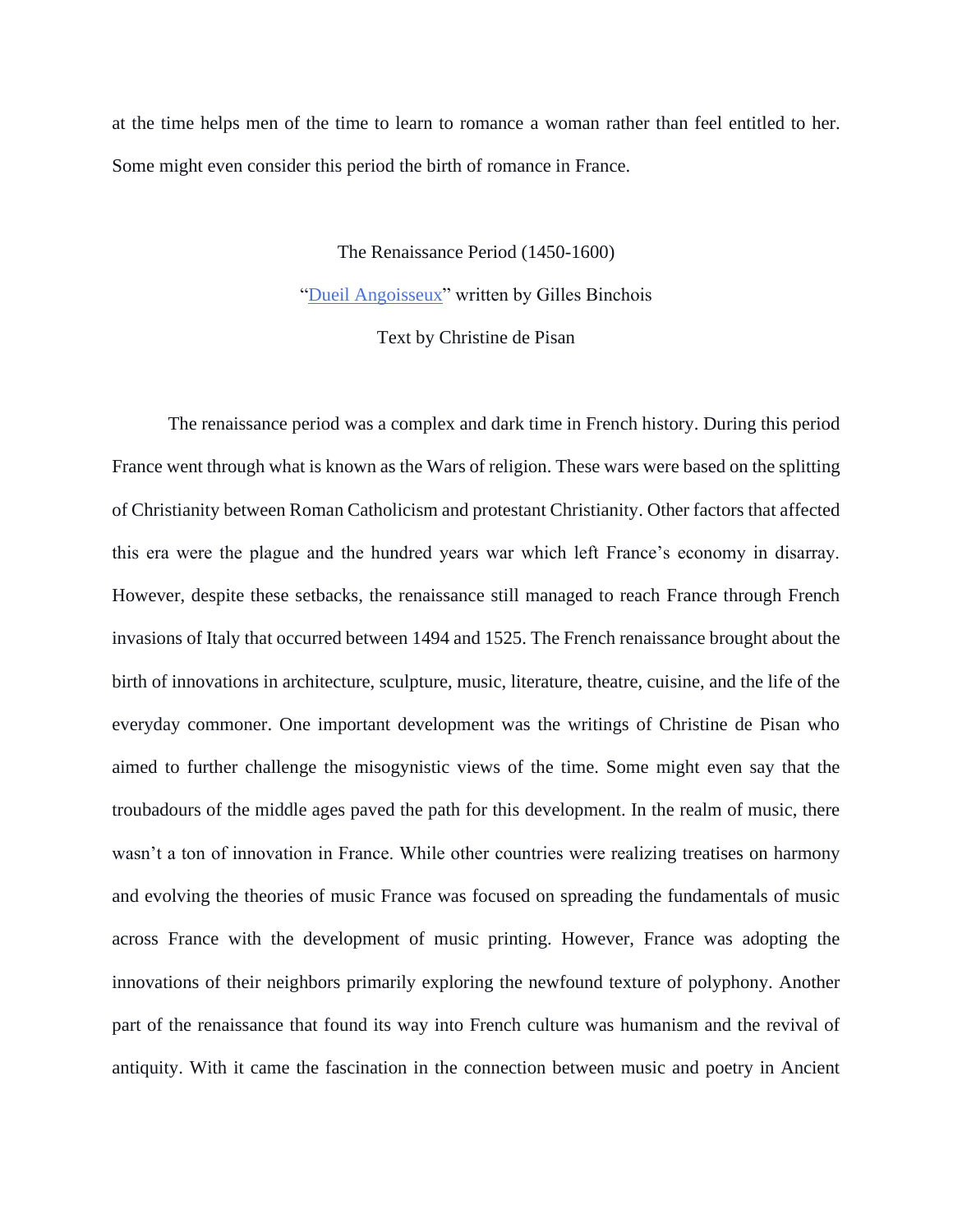at the time helps men of the time to learn to romance a woman rather than feel entitled to her. Some might even consider this period the birth of romance in France.

## The Renaissance Period (1450-1600)

"Dueil Angoisseux" written by Gilles Binchois

Text by Christine de Pisan

The renaissance period was a complex and dark time in French history. During this period France went through what is known as the Wars of religion. These wars were based on the splitting of Christianity between Roman Catholicism and protestant Christianity. Other factors that affected this era were the plague and the hundred years war which left France's economy in disarray. However, despite these setbacks, the renaissance still managed to reach France through French invasions of Italy that occurred between 1494 and 1525. The French renaissance brought about the birth of innovations in architecture, sculpture, music, literature, theatre, cuisine, and the life of the everyday commoner. One important development was the writings of Christine de Pisan who aimed to further challenge the misogynistic views of the time. Some might even say that the troubadours of the middle ages paved the path for this development. In the realm of music, there wasn't a ton of innovation in France. While other countries were realizing treatises on harmony and evolving the theories of music France was focused on spreading the fundamentals of music across France with the development of music printing. However, France was adopting the innovations of their neighbors primarily exploring the newfound texture of polyphony. Another part of the renaissance that found its way into French culture was humanism and the revival of antiquity. With it came the fascination in the connection between music and poetry in Ancient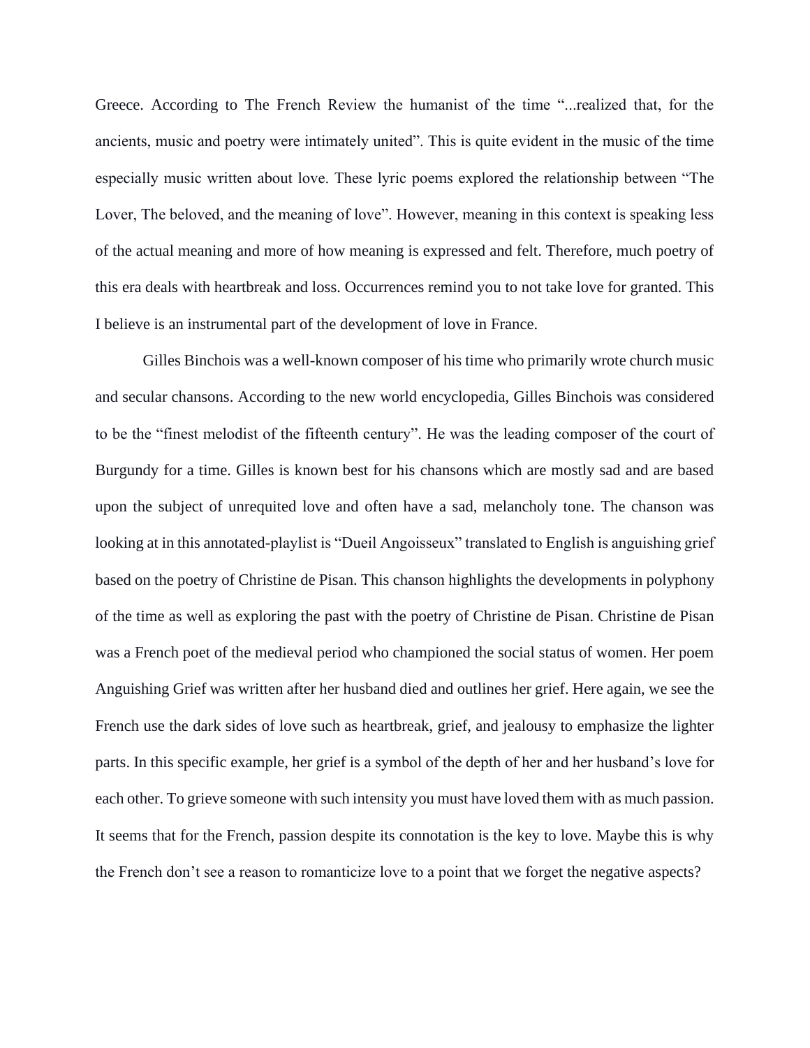Greece. According to The French Review the humanist of the time "...realized that, for the ancients, music and poetry were intimately united". This is quite evident in the music of the time especially music written about love. These lyric poems explored the relationship between "The Lover, The beloved, and the meaning of love". However, meaning in this context is speaking less of the actual meaning and more of how meaning is expressed and felt. Therefore, much poetry of this era deals with heartbreak and loss. Occurrences remind you to not take love for granted. This I believe is an instrumental part of the development of love in France.

Gilles Binchois was a well-known composer of his time who primarily wrote church music and secular chansons. According to the new world encyclopedia, Gilles Binchois was considered to be the "finest melodist of the fifteenth century". He was the leading composer of the court of Burgundy for a time. Gilles is known best for his chansons which are mostly sad and are based upon the subject of unrequited love and often have a sad, melancholy tone. The chanson was looking at in this annotated-playlist is "Dueil Angoisseux" translated to English is anguishing grief based on the poetry of Christine de Pisan. This chanson highlights the developments in polyphony of the time as well as exploring the past with the poetry of Christine de Pisan. Christine de Pisan was a French poet of the medieval period who championed the social status of women. Her poem Anguishing Grief was written after her husband died and outlines her grief. Here again, we see the French use the dark sides of love such as heartbreak, grief, and jealousy to emphasize the lighter parts. In this specific example, her grief is a symbol of the depth of her and her husband's love for each other. To grieve someone with such intensity you must have loved them with as much passion. It seems that for the French, passion despite its connotation is the key to love. Maybe this is why the French don't see a reason to romanticize love to a point that we forget the negative aspects?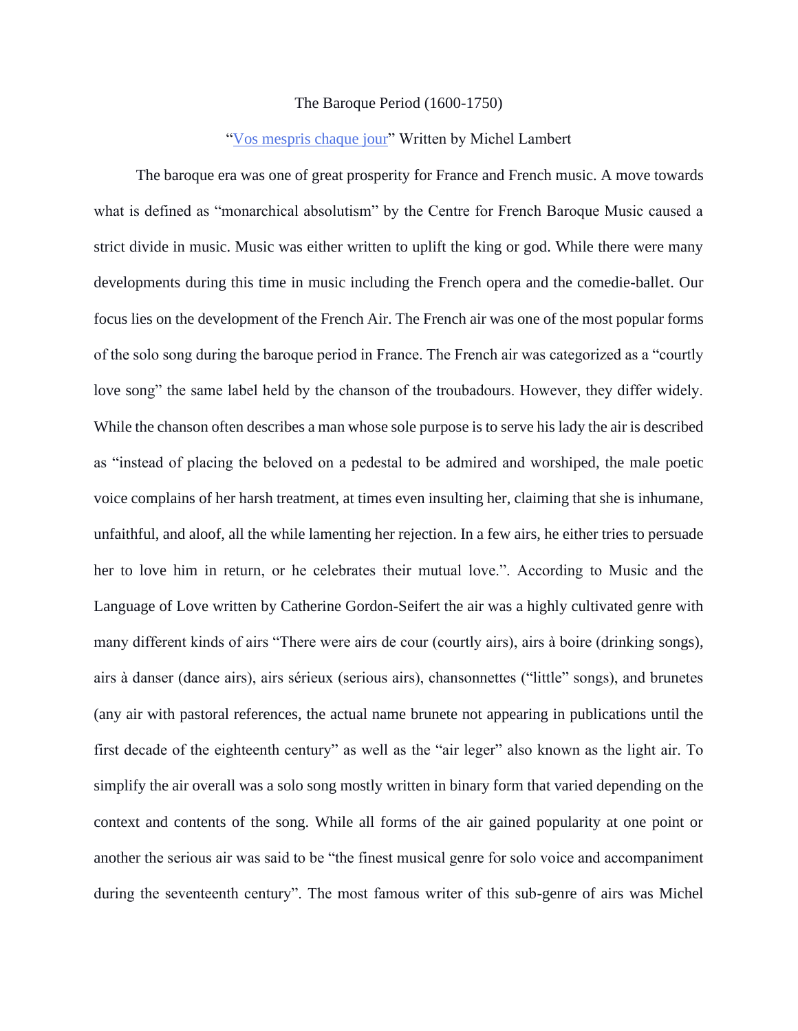The Baroque Period (1600-1750)

"[Vos mespris chaque jour]" Written by Michel Lambert

The baroque era was one of great prosperity for France and French music. A move towards what is defined as "monarchical absolutism" by the Centre for French Baroque Music caused a strict divide in music. Music was either written to uplift the king or god. While there were many developments during this time in music including the French opera and the comedie-ballet. Our focus lies on the development of the French Air. The French air was one of the most popular forms of the solo song during the baroque period in France. The French air was categorized as a "courtly love song" the same label held by the chanson of the troubadours. However, they differ widely. While the chanson often describes a man whose sole purpose is to serve his lady the air is described as "instead of placing the beloved on a pedestal to be admired and worshiped, the male poetic voice complains of her harsh treatment, at times even insulting her, claiming that she is inhumane, unfaithful, and aloof, all the while lamenting her rejection. In a few airs, he either tries to persuade her to love him in return, or he celebrates their mutual love.". According to Music and the Language of Love written by Catherine Gordon-Seifert the air was a highly cultivated genre with many different kinds of airs "There were airs de cour (courtly airs), airs à boire (drinking songs), airs à danser (dance airs), airs sérieux (serious airs), chansonnettes ("little" songs), and brunetes (any air with pastoral references, the actual name brunete not appearing in publications until the first decade of the eighteenth century" as well as the "air leger" also known as the light air. To simplify the air overall was a solo song mostly written in binary form that varied depending on the context and contents of the song. While all forms of the air gained popularity at one point or another the serious air was said to be "the finest musical genre for solo voice and accompaniment during the seventeenth century". The most famous writer of this sub-genre of airs was Michel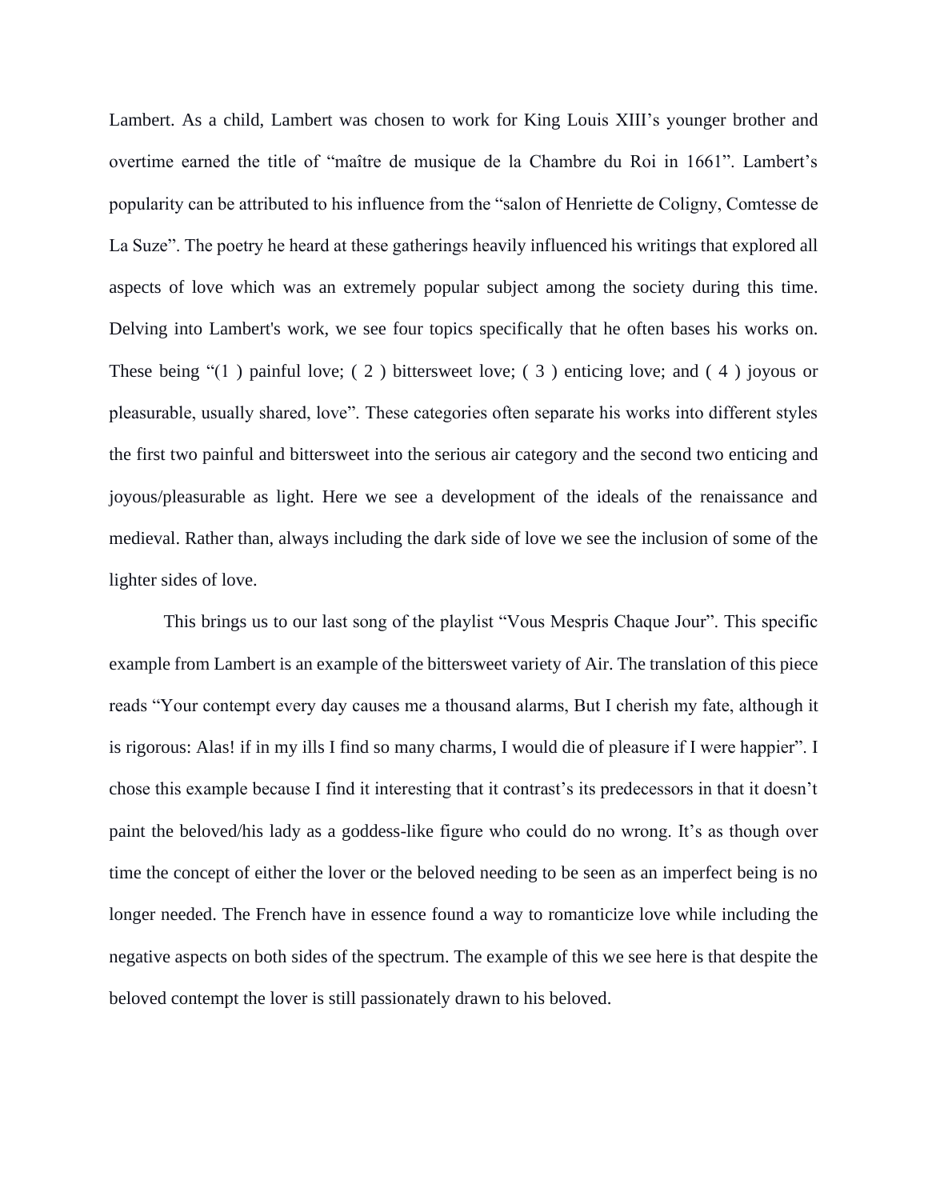Lambert. As a child, Lambert was chosen to work for King Louis XIII's younger brother and overtime earned the title of "maître de musique de la Chambre du Roi in 1661". Lambert's popularity can be attributed to his influence from the "salon of Henriette de Coligny, Comtesse de La Suze". The poetry he heard at these gatherings heavily influenced his writings that explored all aspects of love which was an extremely popular subject among the society during this time. Delving into Lambert's work, we see four topics specifically that he often bases his works on. These being "(1 ) painful love; ( 2 ) bittersweet love; ( 3 ) enticing love; and ( 4 ) joyous or pleasurable, usually shared, love". These categories often separate his works into different styles the first two painful and bittersweet into the serious air category and the second two enticing and joyous/pleasurable as light. Here we see a development of the ideals of the renaissance and medieval. Rather than, always including the dark side of love we see the inclusion of some of the lighter sides of love.

This brings us to our last song of the playlist "Vous Mespris Chaque Jour". This specific example from Lambert is an example of the bittersweet variety of Air. The translation of this piece reads "Your contempt every day causes me a thousand alarms, But I cherish my fate, although it is rigorous: Alas! if in my ills I find so many charms, I would die of pleasure if I were happier". I chose this example because I find it interesting that it contrast's its predecessors in that it doesn't paint the beloved/his lady as a goddess-like figure who could do no wrong. It's as though over time the concept of either the lover or the beloved needing to be seen as an imperfect being is no longer needed. The French have in essence found a way to romanticize love while including the negative aspects on both sides of the spectrum. The example of this we see here is that despite the beloved contempt the lover is still passionately drawn to his beloved.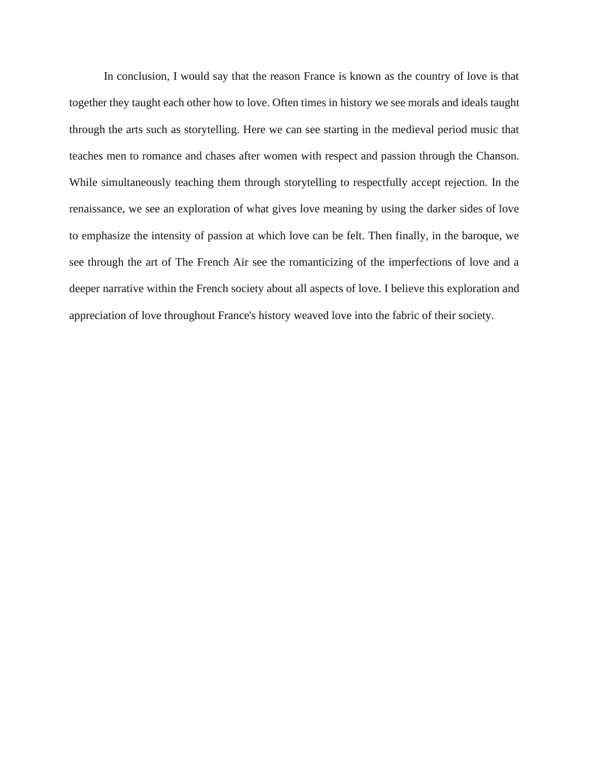In conclusion, I would say that the reason France is known as the country of love is that together they taught each other how to love. Often times in history we see morals and ideals taught through the arts such as storytelling. Here we can see starting in the medieval period music that teaches men to romance and chases after women with respect and passion through the Chanson. While simultaneously teaching them through storytelling to respectfully accept rejection. In the renaissance, we see an exploration of what gives love meaning by using the darker sides of love to emphasize the intensity of passion at which love can be felt. Then finally, in the baroque, we see through the art of The French Air see the romanticizing of the imperfections of love and a deeper narrative within the French society about all aspects of love. I believe this exploration and appreciation of love throughout France's history weaved love into the fabric of their society.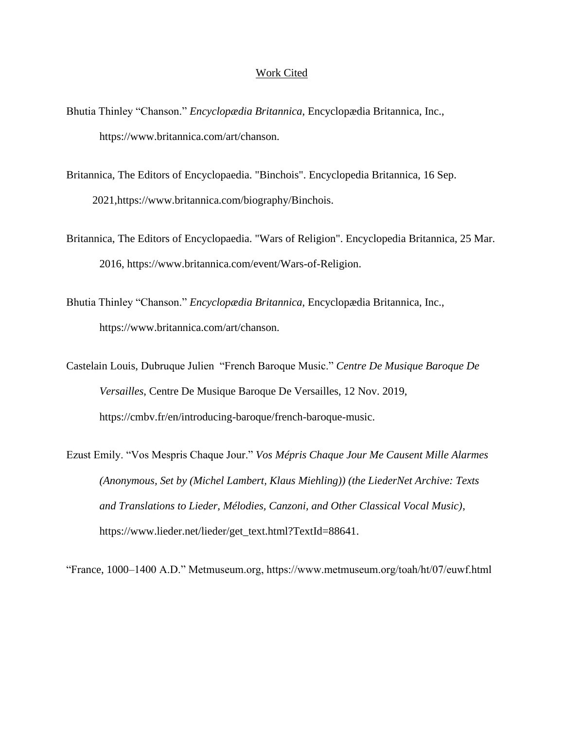# Work Cited

Bhutia Thinley "Chanson." *Encyclopædia Britannica*, Encyclopædia Britannica, Inc., https://www.britannica.com/art/chanson.

Britannica, The Editors of Encyclopaedia. "Binchois". Encyclopedia Britannica, 16 Sep. 2021,https://www.britannica.com/biography/Binchois.

Britannica, The Editors of Encyclopaedia. "Wars of Religion". Encyclopedia Britannica, 25 Mar. 2016, https://www.britannica.com/event/Wars-of-Religion.

Bhutia Thinley "Chanson." *Encyclopædia Britannica*, Encyclopædia Britannica, Inc., https://www.britannica.com/art/chanson.

Castelain Louis, Dubruque Julien "French Baroque Music." *Centre De Musique Baroque De Versailles*, Centre De Musique Baroque De Versailles, 12 Nov. 2019, https://cmbv.fr/en/introducing-baroque/french-baroque-music.

Ezust Emily. "Vos Mespris Chaque Jour." *Vos Mépris Chaque Jour Me Causent Mille Alarmes (Anonymous, Set by (Michel Lambert, Klaus Miehling)) (the LiederNet Archive: Texts and Translations to Lieder, Mélodies, Canzoni, and Other Classical Vocal Music)*, https://www.lieder.net/lieder/get_text.html?TextId=88641.

"France, 1000–1400 A.D." Metmuseum.org, https://www.metmuseum.org/toah/ht/07/euwf.html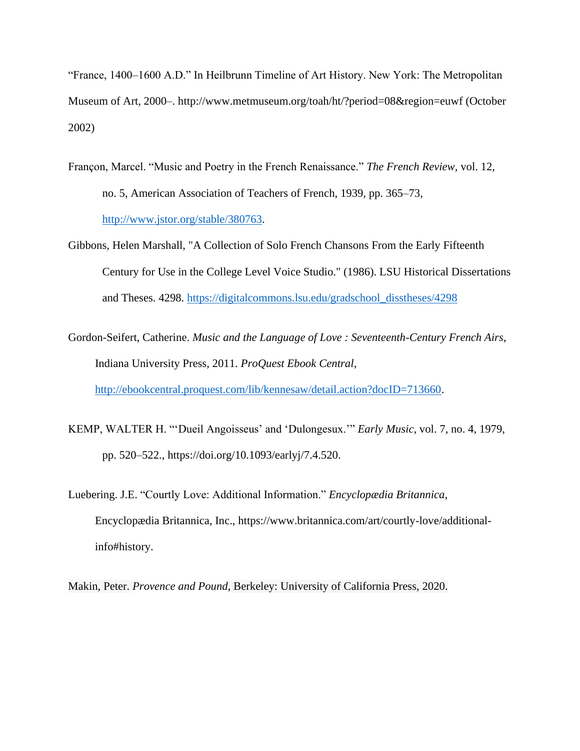“France, 1400–1600 A.D.” In Heilbrunn Timeline of Art History. New York: The Metropolitan Museum of Art, 2000–. http://www.metmuseum.org/toah/ht/?period=08&region=euwf (October 2002)

Françon, Marcel. “Music and Poetry in the French Renaissance.” *The French Review*, vol. 12, no. 5, American Association of Teachers of French, 1939, pp. 365–73, http://www.jstor.org/stable/380763.

Gibbons, Helen Marshall, "A Collection of Solo French Chansons From the Early Fifteenth Century for Use in the College Level Voice Studio." (1986). LSU Historical Dissertations and Theses. 4298. https://digitalcommons.lsu.edu/gradschool_disstheses/4298

Gordon-Seifert, Catherine. *Music and the Language of Love : Seventeenth-Century French Airs*, Indiana University Press, 2011. *ProQuest Ebook Central*, http://ebookcentral.proquest.com/lib/kennesaw/detail.action?docID=713660.

KEMP, WALTER H. “‘Dueil Angoisseus’ and ‘Dulongesux.’” *Early Music*, vol. 7, no. 4, 1979, pp. 520–522., https://doi.org/10.1093/earlyj/7.4.520.

Luebering. J.E. “Courtly Love: Additional Information.” *Encyclopædia Britannica*, Encyclopædia Britannica, Inc., https://www.britannica.com/art/courtly-love/additional-info#history.

Makin, Peter. *Provence and Pound*, Berkeley: University of California Press, 2020.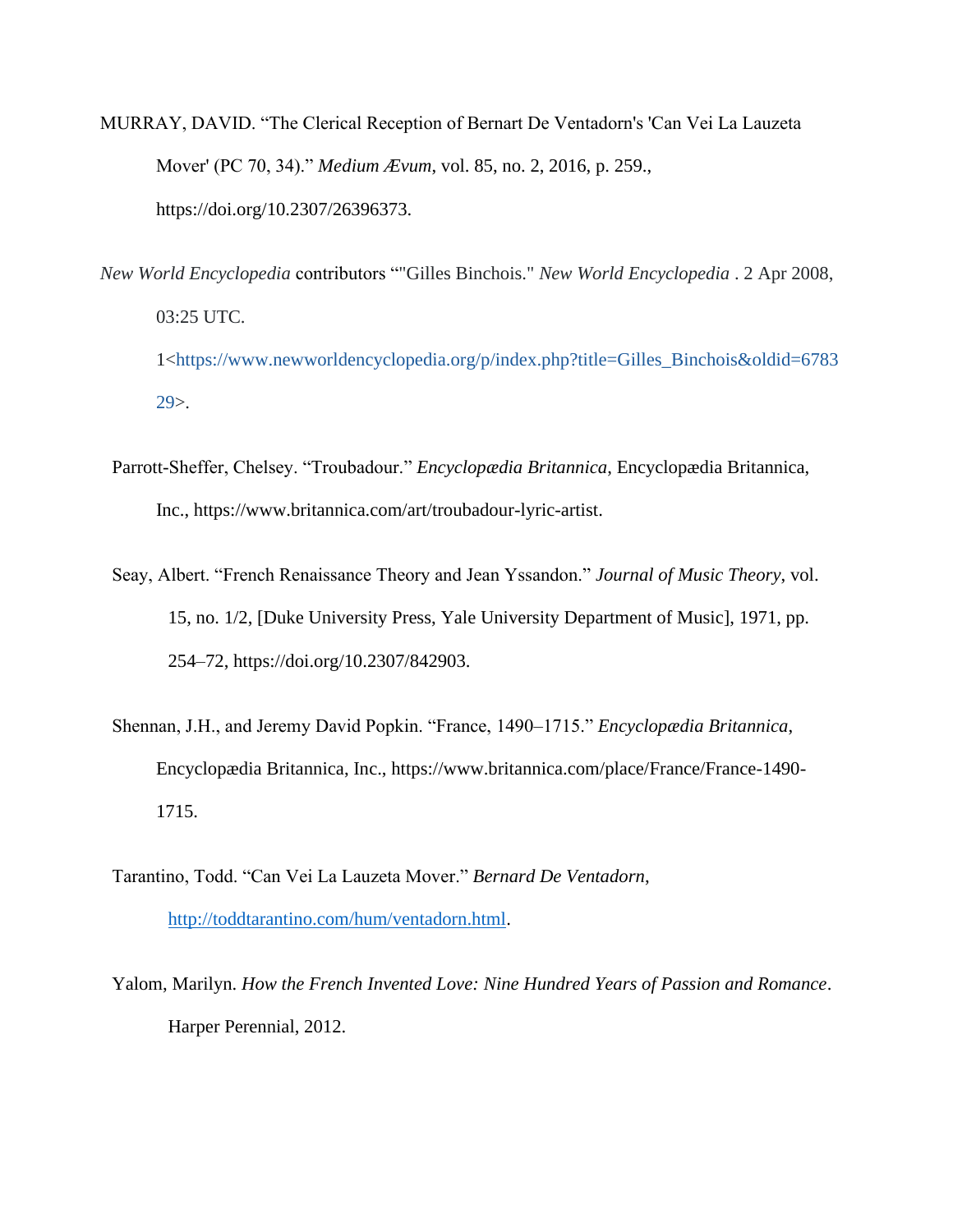MURRAY, DAVID. “The Clerical Reception of Bernart De Ventadorn's 'Can Vei La Lauzeta Mover' (PC 70, 34).” *Medium Ævum*, vol. 85, no. 2, 2016, p. 259., https://doi.org/10.2307/26396373.

*New World Encyclopedia* contributors “"Gilles Binchois." *New World Encyclopedia* . 2 Apr 2008, 03:25 UTC. 1<https://www.newworldencyclopedia.org/p/index.php?title=Gilles_Binchois&oldid=678329>.

Parrott-Sheffer, Chelsey. “Troubadour.” *Encyclopædia Britannica*, Encyclopædia Britannica, Inc., https://www.britannica.com/art/troubadour-lyric-artist.

Seay, Albert. “French Renaissance Theory and Jean Yssandon.” *Journal of Music Theory*, vol. 15, no. 1/2, [Duke University Press, Yale University Department of Music], 1971, pp. 254–72, https://doi.org/10.2307/842903.

Shennan, J.H., and Jeremy David Popkin. “France, 1490–1715.” *Encyclopædia Britannica*, Encyclopædia Britannica, Inc., https://www.britannica.com/place/France/France-1490-1715.

Tarantino, Todd. “Can Vei La Lauzeta Mover.” *Bernard De Ventadorn*, http://toddtarantino.com/hum/ventadorn.html.

Yalom, Marilyn. *How the French Invented Love: Nine Hundred Years of Passion and Romance*. Harper Perennial, 2012.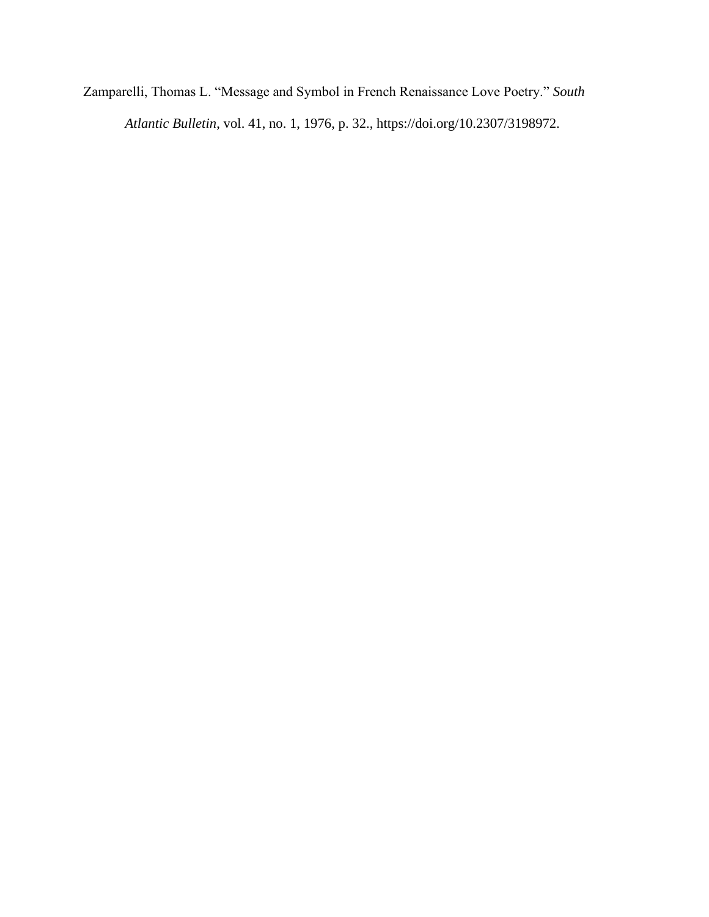Zamparelli, Thomas L. “Message and Symbol in French Renaissance Love Poetry.” *South Atlantic Bulletin*, vol. 41, no. 1, 1976, p. 32., https://doi.org/10.2307/3198972.